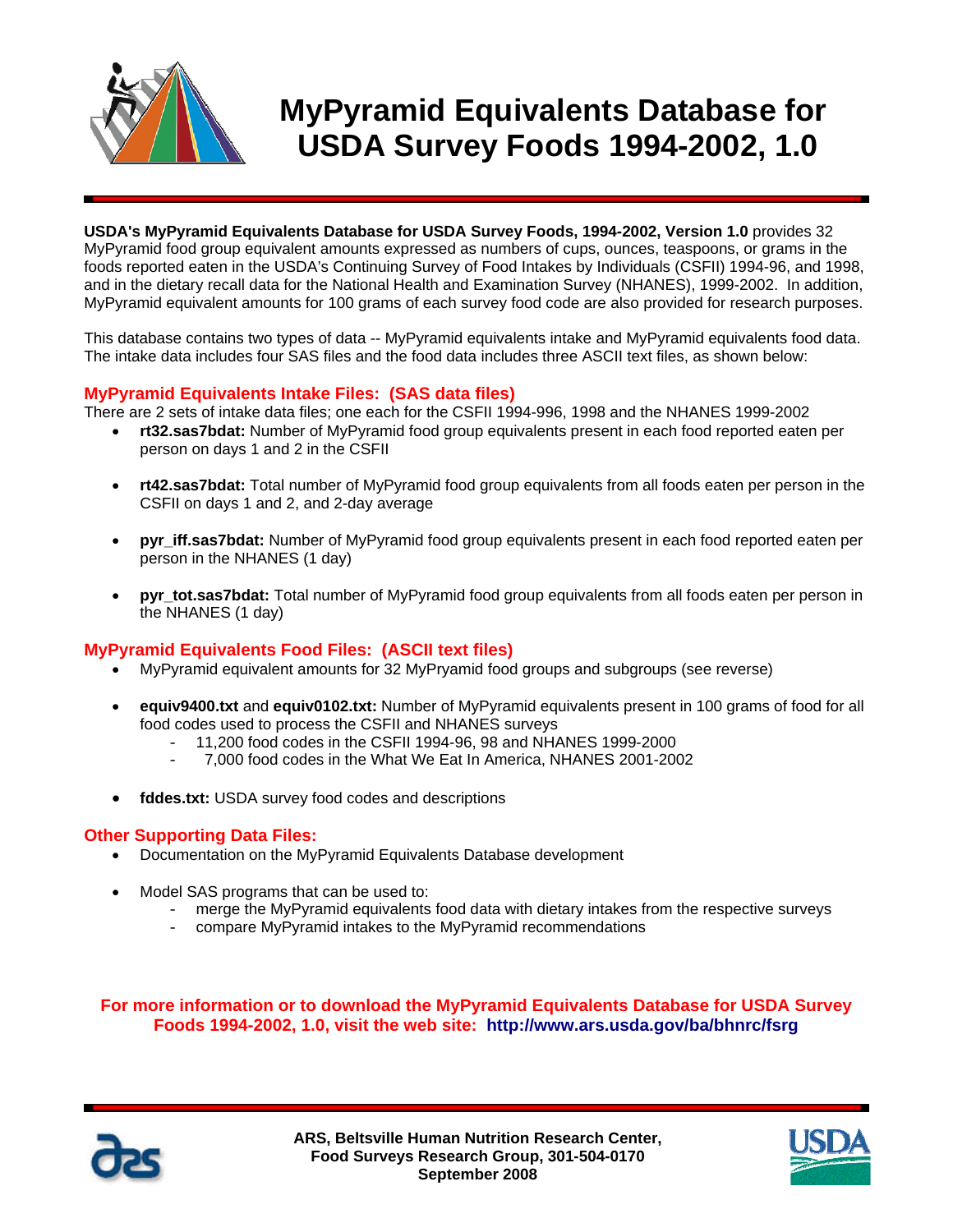# MyPyramid Equivalents Database for USDA Survey Foods 1994-2002, 1.0

**USDA's MyPyramid Equivalents Database for USDA Survey Foods, 1994-2002, Version 1.0** provides 32 MyPyramid food group equivalent amounts expressed as numbers of cups, ounces, teaspoons, or grams in the foods reported eaten in the USDA's Continuing Survey of Food Intakes by Individuals (CSFII) 1994-96, and 1998, and in the dietary recall data for the National Health and Examination Survey (NHANES), 1999-2002. In addition, MyPyramid equivalent amounts for 100 grams of each survey food code are also provided for research purposes.

This database contains two types of data -- MyPyramid equivalents intake and MyPyramid equivalents food data. The intake data includes four SAS files and the food data includes three ASCII text files, as shown below:

## MyPyramid Equivalents Intake Files: (SAS data files)

There are 2 sets of intake data files; one each for the CSFII 1994-996, 1998 and the NHANES 1999-2002

- **rt32.sas7bdat:** Number of MyPyramid food group equivalents present in each food reported eaten per person on days 1 and 2 in the CSFII
- **rt42.sas7bdat:** Total number of MyPyramid food group equivalents from all foods eaten per person in the CSFII on days 1 and 2, and 2-day average
- **pyr_iff.sas7bdat:** Number of MyPyramid food group equivalents present in each food reported eaten per person in the NHANES (1 day)
- **pyr_tot.sas7bdat:** Total number of MyPyramid food group equivalents from all foods eaten per person in the NHANES (1 day)

## MyPyramid Equivalents Food Files: (ASCII text files)

- MyPyramid equivalent amounts for 32 MyPryamid food groups and subgroups (see reverse)
- **equiv9400.txt** and **equiv0102.txt:** Number of MyPyramid equivalents present in 100 grams of food for all food codes used to process the CSFII and NHANES surveys
  - 11,200 food codes in the CSFII 1994-96, 98 and NHANES 1999-2000
  - 7,000 food codes in the What We Eat In America, NHANES 2001-2002
- **fddes.txt:** USDA survey food codes and descriptions

## Other Supporting Data Files:

- Documentation on the MyPyramid Equivalents Database development
- Model SAS programs that can be used to:
  - merge the MyPyramid equivalents food data with dietary intakes from the respective surveys
  - compare MyPyramid intakes to the MyPyramid recommendations

**For more information or to download the MyPyramid Equivalents Database for USDA Survey Foods 1994-2002, 1.0, visit the web site: http://www.ars.usda.gov/ba/bhnrc/fsrg**

**ARS, Beltsville Human Nutrition Research Center,**
**Food Surveys Research Group, 301-504-0170**
**September 2008**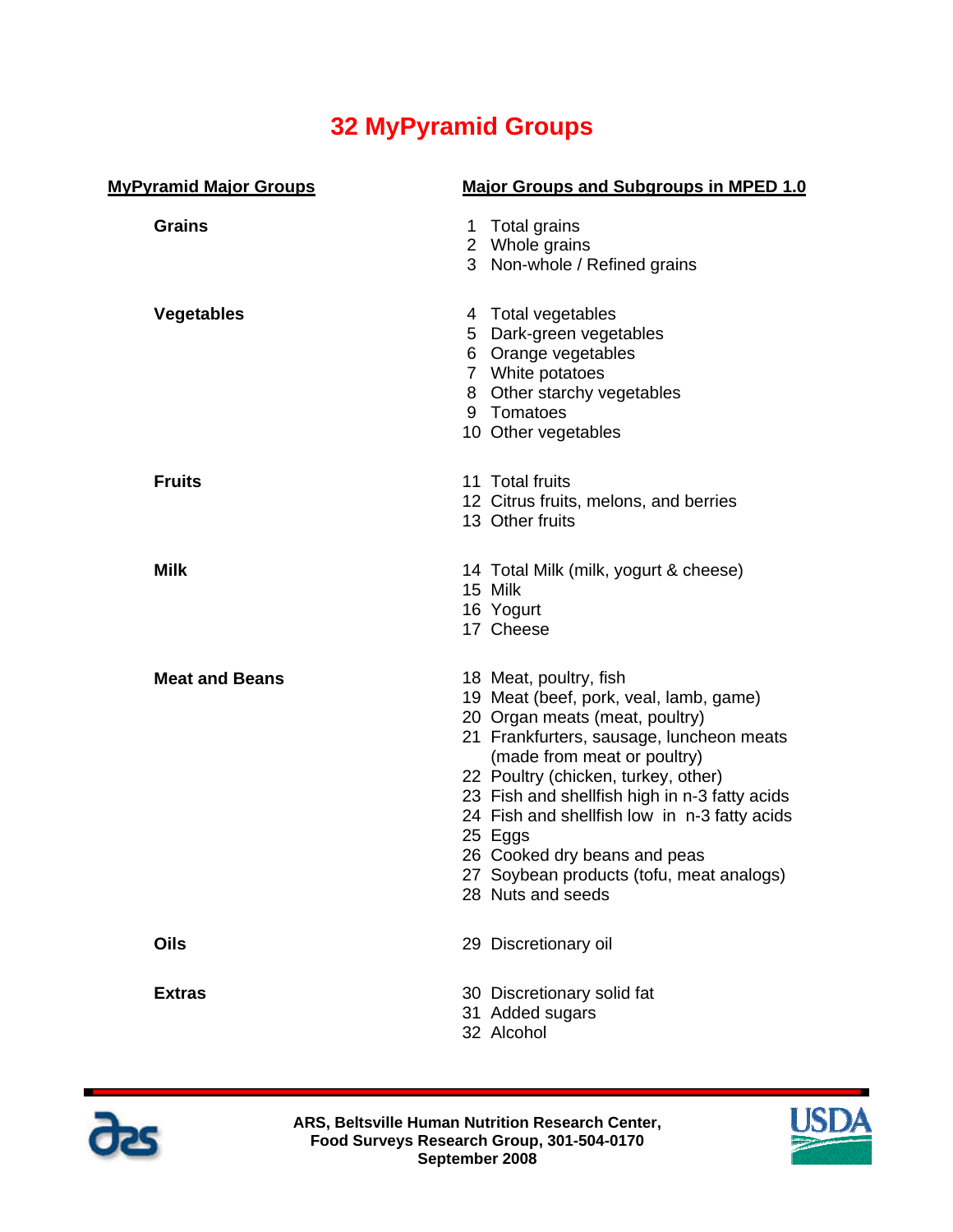# 32 MyPyramid Groups

| MyPyramid Major Groups | Major Groups and Subgroups in MPED 1.0 |
|---|---|
| **Grains** | 1 Total grains |
| | 2 Whole grains |
| | 3 Non-whole / Refined grains |
| **Vegetables** | 4 Total vegetables |
| | 5 Dark-green vegetables |
| | 6 Orange vegetables |
| | 7 White potatoes |
| | 8 Other starchy vegetables |
| | 9 Tomatoes |
| | 10 Other vegetables |
| **Fruits** | 11 Total fruits |
| | 12 Citrus fruits, melons, and berries |
| | 13 Other fruits |
| **Milk** | 14 Total Milk (milk, yogurt & cheese) |
| | 15 Milk |
| | 16 Yogurt |
| | 17 Cheese |
| **Meat and Beans** | 18 Meat, poultry, fish |
| | 19 Meat (beef, pork, veal, lamb, game) |
| | 20 Organ meats (meat, poultry) |
| | 21 Frankfurters, sausage, luncheon meats (made from meat or poultry) |
| | 22 Poultry (chicken, turkey, other) |
| | 23 Fish and shellfish high in n-3 fatty acids |
| | 24 Fish and shellfish low in n-3 fatty acids |
| | 25 Eggs |
| | 26 Cooked dry beans and peas |
| | 27 Soybean products (tofu, meat analogs) |
| | 28 Nuts and seeds |
| **Oils** | 29 Discretionary oil |
| **Extras** | 30 Discretionary solid fat |
| | 31 Added sugars |
| | 32 Alcohol |

**ARS, Beltsville Human Nutrition Research Center, Food Surveys Research Group, 301-504-0170 September 2008**